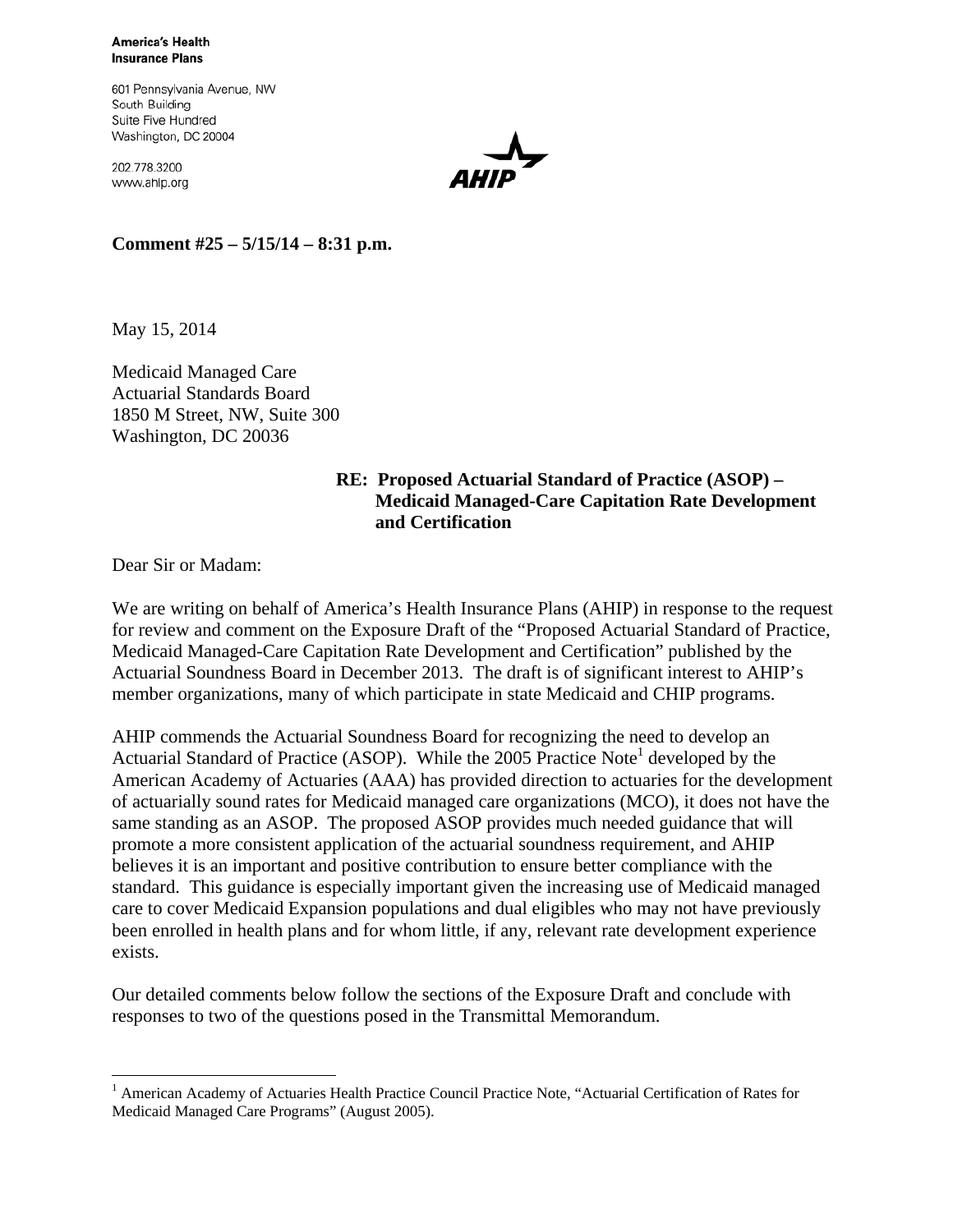**America's Health Insurance Plans**

601 Pennsylvania Avenue, NW
South Building
Suite Five Hundred
Washington, DC 20004

202.778.3200
www.ahip.org

AHIP

**Comment #25 – 5/15/14 – 8:31 p.m.**

May 15, 2014

Medicaid Managed Care
Actuarial Standards Board
1850 M Street, NW, Suite 300
Washington, DC 20036

**RE: Proposed Actuarial Standard of Practice (ASOP) – Medicaid Managed-Care Capitation Rate Development and Certification**

Dear Sir or Madam:

We are writing on behalf of America's Health Insurance Plans (AHIP) in response to the request for review and comment on the Exposure Draft of the "Proposed Actuarial Standard of Practice, Medicaid Managed-Care Capitation Rate Development and Certification" published by the Actuarial Soundness Board in December 2013. The draft is of significant interest to AHIP's member organizations, many of which participate in state Medicaid and CHIP programs.

AHIP commends the Actuarial Soundness Board for recognizing the need to develop an Actuarial Standard of Practice (ASOP). While the 2005 Practice Note[1] developed by the American Academy of Actuaries (AAA) has provided direction to actuaries for the development of actuarially sound rates for Medicaid managed care organizations (MCO), it does not have the same standing as an ASOP. The proposed ASOP provides much needed guidance that will promote a more consistent application of the actuarial soundness requirement, and AHIP believes it is an important and positive contribution to ensure better compliance with the standard. This guidance is especially important given the increasing use of Medicaid managed care to cover Medicaid Expansion populations and dual eligibles who may not have previously been enrolled in health plans and for whom little, if any, relevant rate development experience exists.

Our detailed comments below follow the sections of the Exposure Draft and conclude with responses to two of the questions posed in the Transmittal Memorandum.

[1] American Academy of Actuaries Health Practice Council Practice Note, "Actuarial Certification of Rates for Medicaid Managed Care Programs" (August 2005).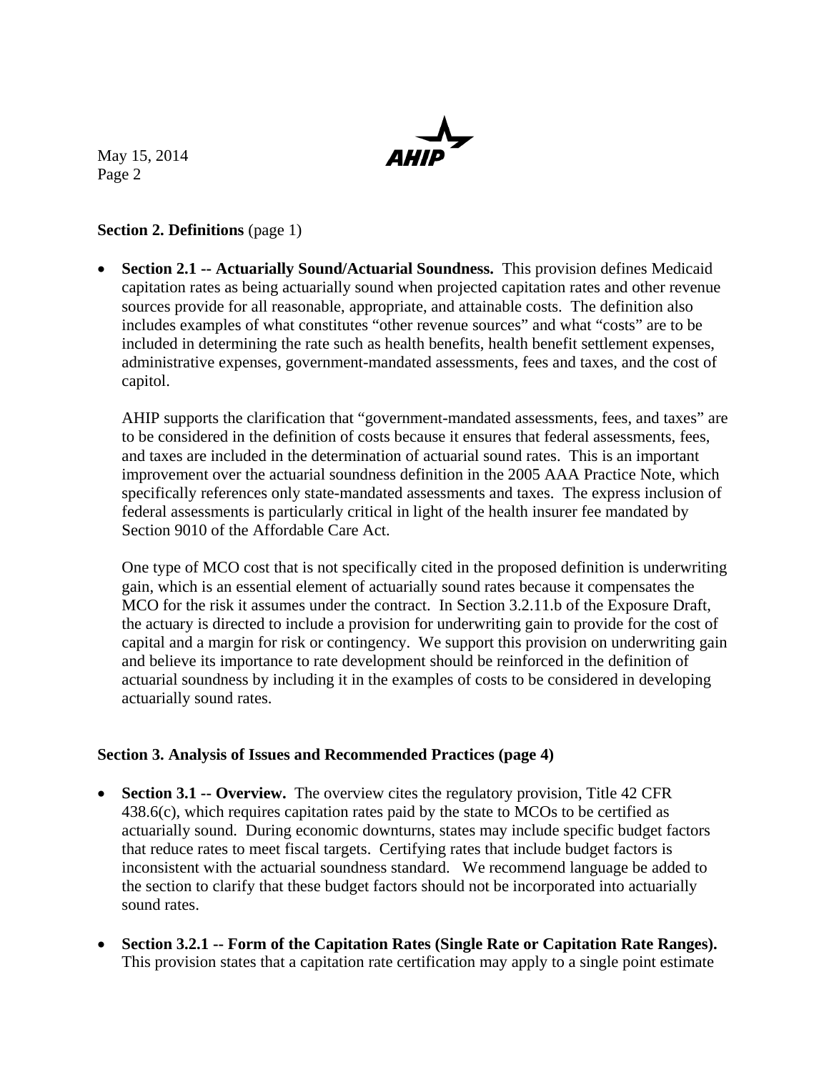**Section 2. Definitions** (page 1)

- **Section 2.1 -- Actuarially Sound/Actuarial Soundness.** This provision defines Medicaid capitation rates as being actuarially sound when projected capitation rates and other revenue sources provide for all reasonable, appropriate, and attainable costs. The definition also includes examples of what constitutes "other revenue sources" and what "costs" are to be included in determining the rate such as health benefits, health benefit settlement expenses, administrative expenses, government-mandated assessments, fees and taxes, and the cost of capitol.

  AHIP supports the clarification that "government-mandated assessments, fees, and taxes" are to be considered in the definition of costs because it ensures that federal assessments, fees, and taxes are included in the determination of actuarial sound rates. This is an important improvement over the actuarial soundness definition in the 2005 AAA Practice Note, which specifically references only state-mandated assessments and taxes. The express inclusion of federal assessments is particularly critical in light of the health insurer fee mandated by Section 9010 of the Affordable Care Act.

  One type of MCO cost that is not specifically cited in the proposed definition is underwriting gain, which is an essential element of actuarially sound rates because it compensates the MCO for the risk it assumes under the contract. In Section 3.2.11.b of the Exposure Draft, the actuary is directed to include a provision for underwriting gain to provide for the cost of capital and a margin for risk or contingency. We support this provision on underwriting gain and believe its importance to rate development should be reinforced in the definition of actuarial soundness by including it in the examples of costs to be considered in developing actuarially sound rates.

**Section 3. Analysis of Issues and Recommended Practices (page 4)**

- **Section 3.1 -- Overview.** The overview cites the regulatory provision, Title 42 CFR 438.6(c), which requires capitation rates paid by the state to MCOs to be certified as actuarially sound. During economic downturns, states may include specific budget factors that reduce rates to meet fiscal targets. Certifying rates that include budget factors is inconsistent with the actuarial soundness standard. We recommend language be added to the section to clarify that these budget factors should not be incorporated into actuarially sound rates.

- **Section 3.2.1 -- Form of the Capitation Rates (Single Rate or Capitation Rate Ranges).** This provision states that a capitation rate certification may apply to a single point estimate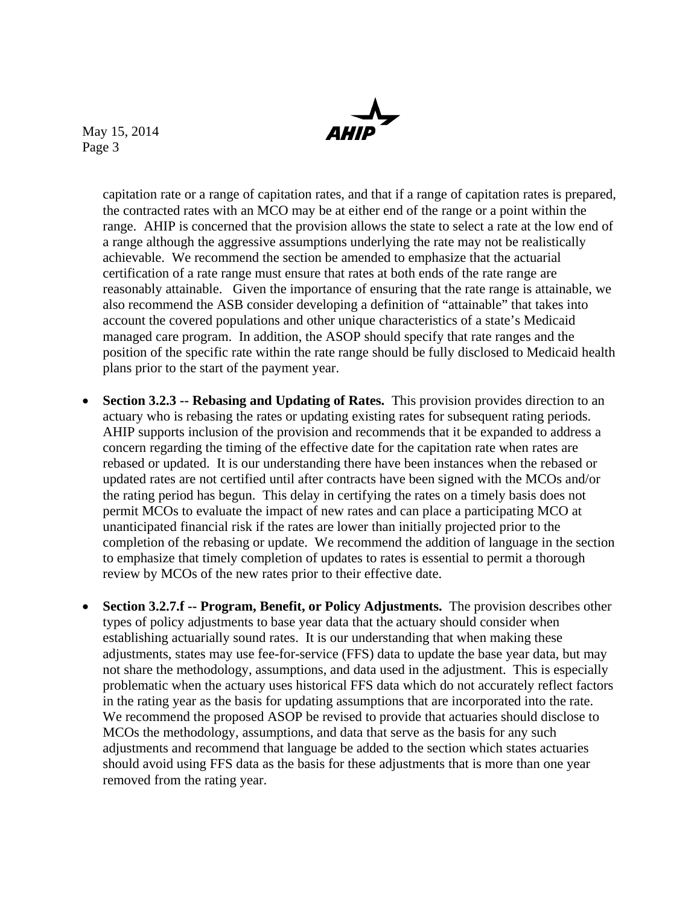capitation rate or a range of capitation rates, and that if a range of capitation rates is prepared, the contracted rates with an MCO may be at either end of the range or a point within the range. AHIP is concerned that the provision allows the state to select a rate at the low end of a range although the aggressive assumptions underlying the rate may not be realistically achievable. We recommend the section be amended to emphasize that the actuarial certification of a rate range must ensure that rates at both ends of the rate range are reasonably attainable. Given the importance of ensuring that the rate range is attainable, we also recommend the ASB consider developing a definition of "attainable" that takes into account the covered populations and other unique characteristics of a state's Medicaid managed care program. In addition, the ASOP should specify that rate ranges and the position of the specific rate within the rate range should be fully disclosed to Medicaid health plans prior to the start of the payment year.

- **Section 3.2.3 -- Rebasing and Updating of Rates.** This provision provides direction to an actuary who is rebasing the rates or updating existing rates for subsequent rating periods. AHIP supports inclusion of the provision and recommends that it be expanded to address a concern regarding the timing of the effective date for the capitation rate when rates are rebased or updated. It is our understanding there have been instances when the rebased or updated rates are not certified until after contracts have been signed with the MCOs and/or the rating period has begun. This delay in certifying the rates on a timely basis does not permit MCOs to evaluate the impact of new rates and can place a participating MCO at unanticipated financial risk if the rates are lower than initially projected prior to the completion of the rebasing or update. We recommend the addition of language in the section to emphasize that timely completion of updates to rates is essential to permit a thorough review by MCOs of the new rates prior to their effective date.

- **Section 3.2.7.f -- Program, Benefit, or Policy Adjustments.** The provision describes other types of policy adjustments to base year data that the actuary should consider when establishing actuarially sound rates. It is our understanding that when making these adjustments, states may use fee-for-service (FFS) data to update the base year data, but may not share the methodology, assumptions, and data used in the adjustment. This is especially problematic when the actuary uses historical FFS data which do not accurately reflect factors in the rating year as the basis for updating assumptions that are incorporated into the rate. We recommend the proposed ASOP be revised to provide that actuaries should disclose to MCOs the methodology, assumptions, and data that serve as the basis for any such adjustments and recommend that language be added to the section which states actuaries should avoid using FFS data as the basis for these adjustments that is more than one year removed from the rating year.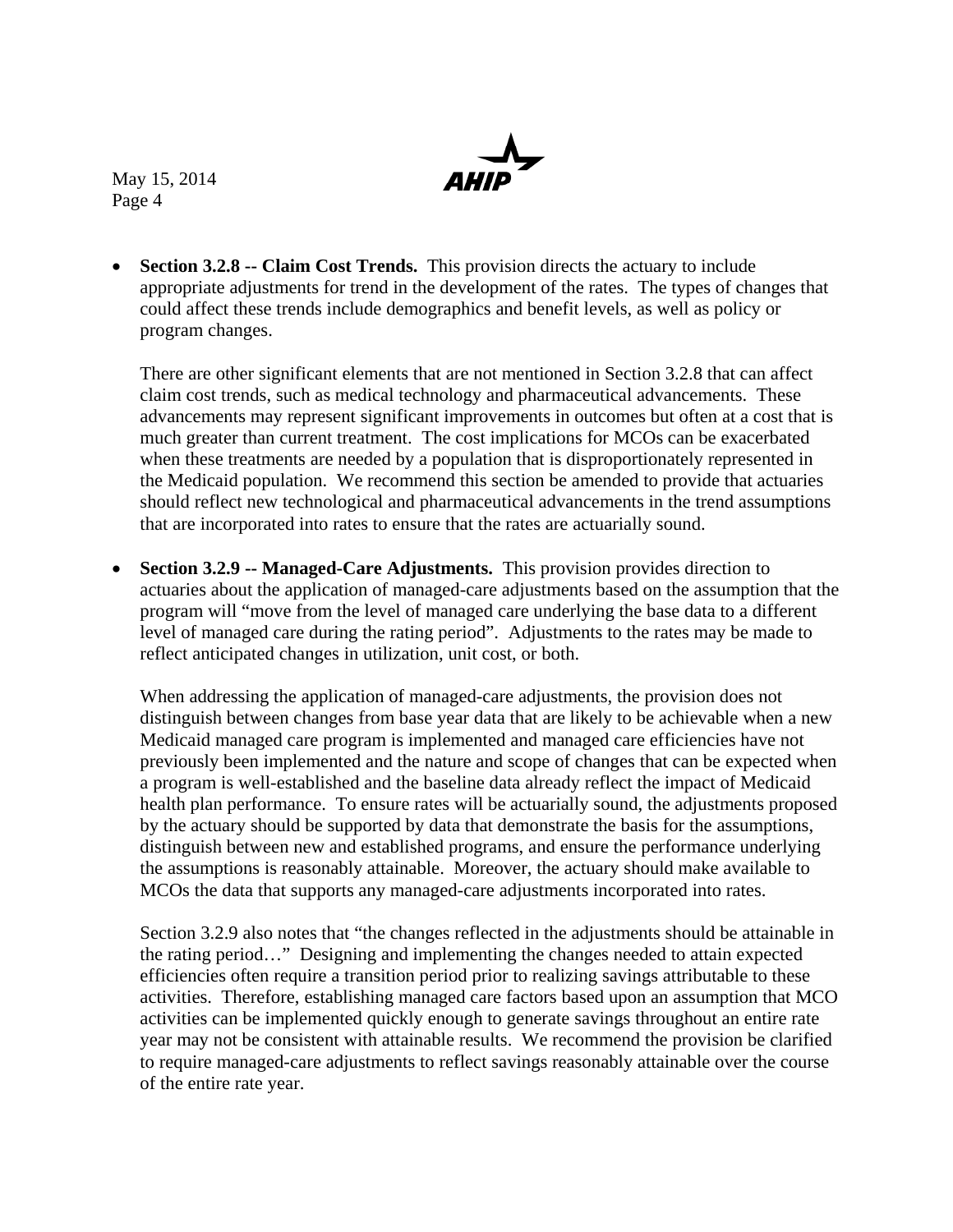- **Section 3.2.8 -- Claim Cost Trends.** This provision directs the actuary to include appropriate adjustments for trend in the development of the rates. The types of changes that could affect these trends include demographics and benefit levels, as well as policy or program changes.

  There are other significant elements that are not mentioned in Section 3.2.8 that can affect claim cost trends, such as medical technology and pharmaceutical advancements. These advancements may represent significant improvements in outcomes but often at a cost that is much greater than current treatment. The cost implications for MCOs can be exacerbated when these treatments are needed by a population that is disproportionately represented in the Medicaid population. We recommend this section be amended to provide that actuaries should reflect new technological and pharmaceutical advancements in the trend assumptions that are incorporated into rates to ensure that the rates are actuarially sound.

- **Section 3.2.9 -- Managed-Care Adjustments.** This provision provides direction to actuaries about the application of managed-care adjustments based on the assumption that the program will "move from the level of managed care underlying the base data to a different level of managed care during the rating period". Adjustments to the rates may be made to reflect anticipated changes in utilization, unit cost, or both.

  When addressing the application of managed-care adjustments, the provision does not distinguish between changes from base year data that are likely to be achievable when a new Medicaid managed care program is implemented and managed care efficiencies have not previously been implemented and the nature and scope of changes that can be expected when a program is well-established and the baseline data already reflect the impact of Medicaid health plan performance. To ensure rates will be actuarially sound, the adjustments proposed by the actuary should be supported by data that demonstrate the basis for the assumptions, distinguish between new and established programs, and ensure the performance underlying the assumptions is reasonably attainable. Moreover, the actuary should make available to MCOs the data that supports any managed-care adjustments incorporated into rates.

  Section 3.2.9 also notes that "the changes reflected in the adjustments should be attainable in the rating period…" Designing and implementing the changes needed to attain expected efficiencies often require a transition period prior to realizing savings attributable to these activities. Therefore, establishing managed care factors based upon an assumption that MCO activities can be implemented quickly enough to generate savings throughout an entire rate year may not be consistent with attainable results. We recommend the provision be clarified to require managed-care adjustments to reflect savings reasonably attainable over the course of the entire rate year.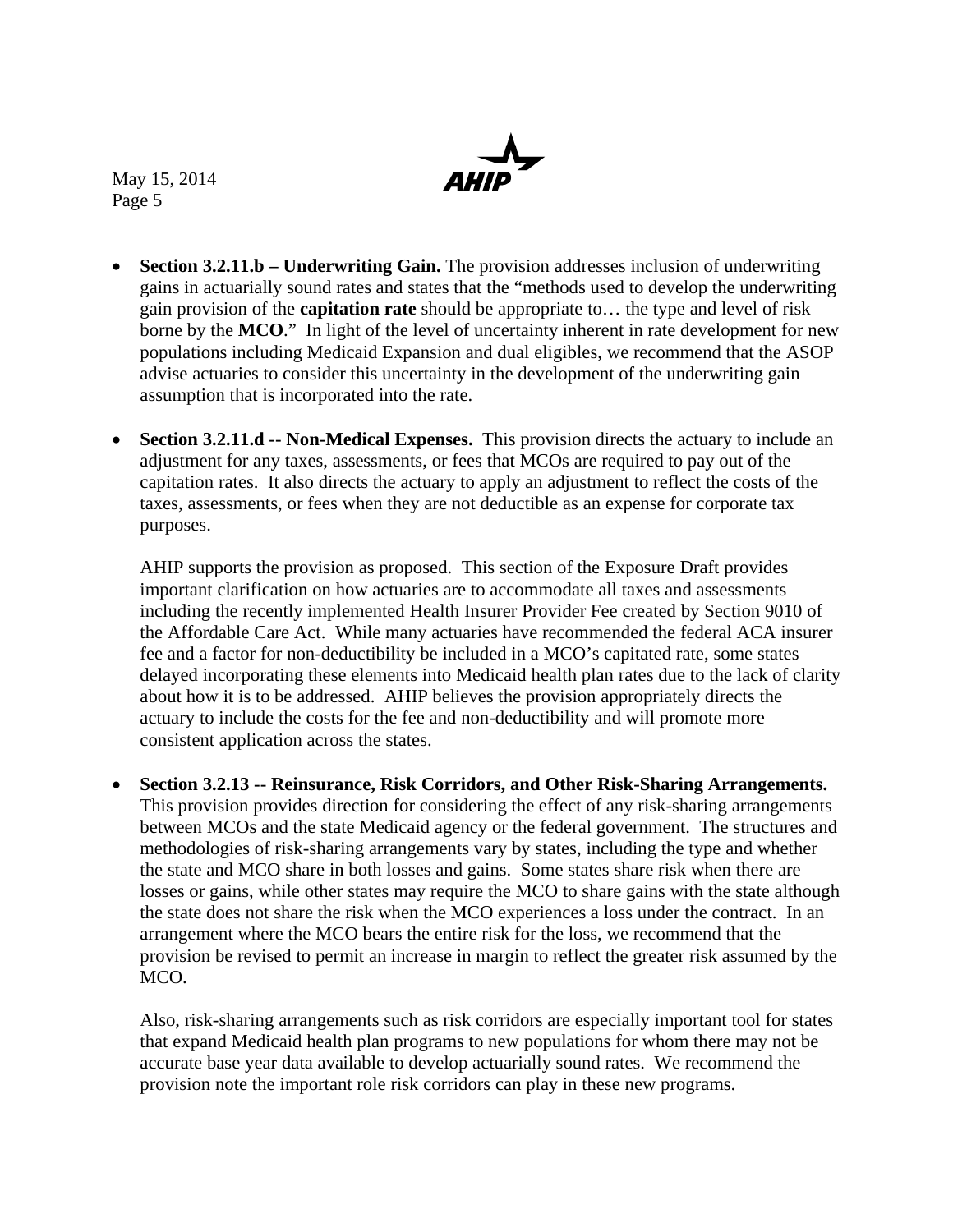- **Section 3.2.11.b – Underwriting Gain.** The provision addresses inclusion of underwriting gains in actuarially sound rates and states that the "methods used to develop the underwriting gain provision of the **capitation rate** should be appropriate to… the type and level of risk borne by the **MCO**." In light of the level of uncertainty inherent in rate development for new populations including Medicaid Expansion and dual eligibles, we recommend that the ASOP advise actuaries to consider this uncertainty in the development of the underwriting gain assumption that is incorporated into the rate.

- **Section 3.2.11.d -- Non-Medical Expenses.** This provision directs the actuary to include an adjustment for any taxes, assessments, or fees that MCOs are required to pay out of the capitation rates. It also directs the actuary to apply an adjustment to reflect the costs of the taxes, assessments, or fees when they are not deductible as an expense for corporate tax purposes.

  AHIP supports the provision as proposed. This section of the Exposure Draft provides important clarification on how actuaries are to accommodate all taxes and assessments including the recently implemented Health Insurer Provider Fee created by Section 9010 of the Affordable Care Act. While many actuaries have recommended the federal ACA insurer fee and a factor for non-deductibility be included in a MCO's capitated rate, some states delayed incorporating these elements into Medicaid health plan rates due to the lack of clarity about how it is to be addressed. AHIP believes the provision appropriately directs the actuary to include the costs for the fee and non-deductibility and will promote more consistent application across the states.

- **Section 3.2.13 -- Reinsurance, Risk Corridors, and Other Risk-Sharing Arrangements.** This provision provides direction for considering the effect of any risk-sharing arrangements between MCOs and the state Medicaid agency or the federal government. The structures and methodologies of risk-sharing arrangements vary by states, including the type and whether the state and MCO share in both losses and gains. Some states share risk when there are losses or gains, while other states may require the MCO to share gains with the state although the state does not share the risk when the MCO experiences a loss under the contract. In an arrangement where the MCO bears the entire risk for the loss, we recommend that the provision be revised to permit an increase in margin to reflect the greater risk assumed by the MCO.

  Also, risk-sharing arrangements such as risk corridors are especially important tool for states that expand Medicaid health plan programs to new populations for whom there may not be accurate base year data available to develop actuarially sound rates. We recommend the provision note the important role risk corridors can play in these new programs.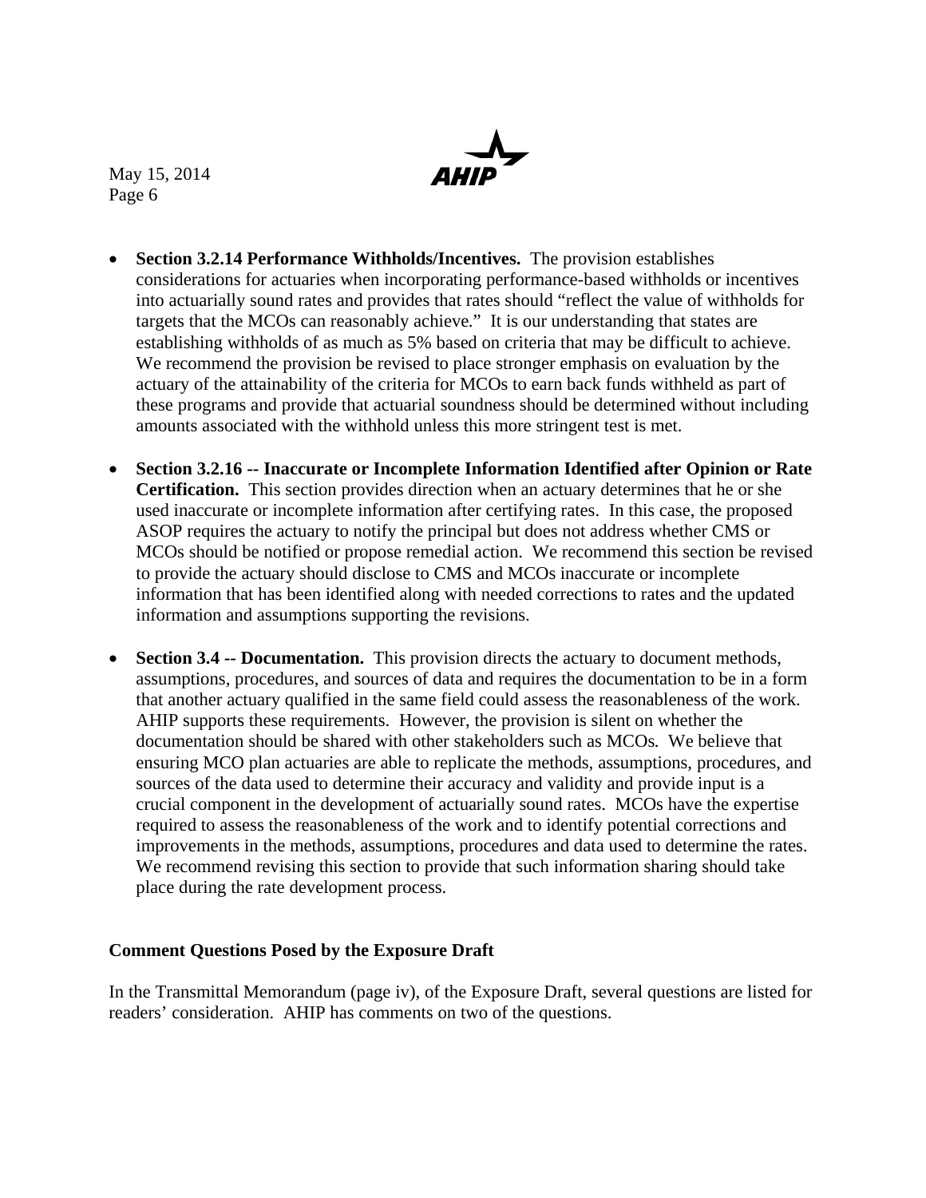- **Section 3.2.14 Performance Withholds/Incentives.** The provision establishes considerations for actuaries when incorporating performance-based withholds or incentives into actuarially sound rates and provides that rates should "reflect the value of withholds for targets that the MCOs can reasonably achieve." It is our understanding that states are establishing withholds of as much as 5% based on criteria that may be difficult to achieve. We recommend the provision be revised to place stronger emphasis on evaluation by the actuary of the attainability of the criteria for MCOs to earn back funds withheld as part of these programs and provide that actuarial soundness should be determined without including amounts associated with the withhold unless this more stringent test is met.

- **Section 3.2.16 -- Inaccurate or Incomplete Information Identified after Opinion or Rate Certification.** This section provides direction when an actuary determines that he or she used inaccurate or incomplete information after certifying rates. In this case, the proposed ASOP requires the actuary to notify the principal but does not address whether CMS or MCOs should be notified or propose remedial action. We recommend this section be revised to provide the actuary should disclose to CMS and MCOs inaccurate or incomplete information that has been identified along with needed corrections to rates and the updated information and assumptions supporting the revisions.

- **Section 3.4 -- Documentation.** This provision directs the actuary to document methods, assumptions, procedures, and sources of data and requires the documentation to be in a form that another actuary qualified in the same field could assess the reasonableness of the work. AHIP supports these requirements. However, the provision is silent on whether the documentation should be shared with other stakeholders such as MCOs. We believe that ensuring MCO plan actuaries are able to replicate the methods, assumptions, procedures, and sources of the data used to determine their accuracy and validity and provide input is a crucial component in the development of actuarially sound rates. MCOs have the expertise required to assess the reasonableness of the work and to identify potential corrections and improvements in the methods, assumptions, procedures and data used to determine the rates. We recommend revising this section to provide that such information sharing should take place during the rate development process.

**Comment Questions Posed by the Exposure Draft**

In the Transmittal Memorandum (page iv), of the Exposure Draft, several questions are listed for readers' consideration. AHIP has comments on two of the questions.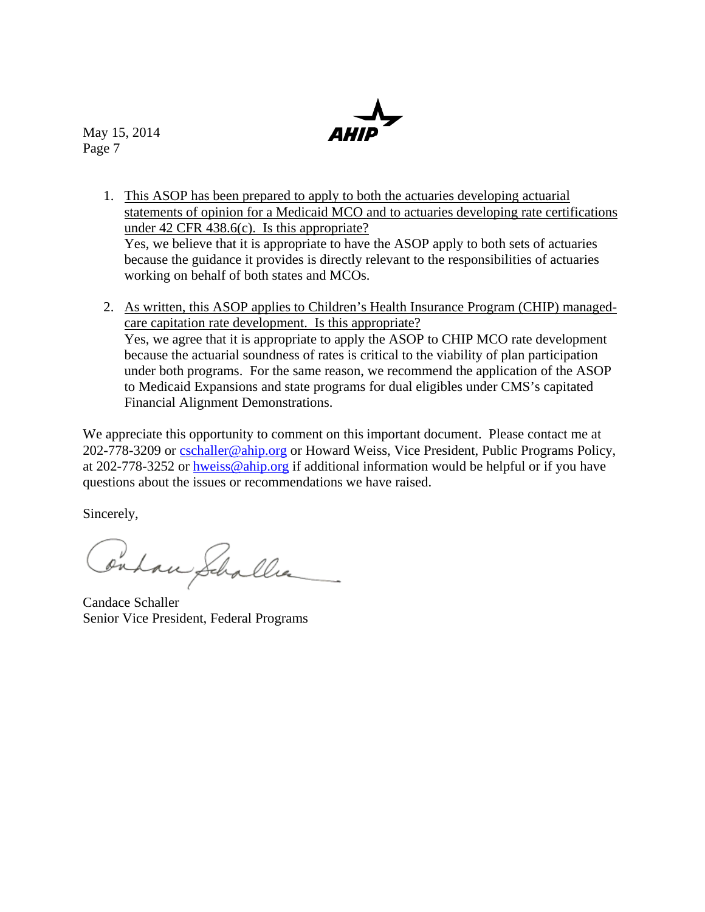1. This ASOP has been prepared to apply to both the actuaries developing actuarial statements of opinion for a Medicaid MCO and to actuaries developing rate certifications under 42 CFR 438.6(c). Is this appropriate?
   Yes, we believe that it is appropriate to have the ASOP apply to both sets of actuaries because the guidance it provides is directly relevant to the responsibilities of actuaries working on behalf of both states and MCOs.

2. As written, this ASOP applies to Children's Health Insurance Program (CHIP) managed-care capitation rate development. Is this appropriate?
   Yes, we agree that it is appropriate to apply the ASOP to CHIP MCO rate development because the actuarial soundness of rates is critical to the viability of plan participation under both programs. For the same reason, we recommend the application of the ASOP to Medicaid Expansions and state programs for dual eligibles under CMS's capitated Financial Alignment Demonstrations.

We appreciate this opportunity to comment on this important document. Please contact me at 202-778-3209 or cschaller@ahip.org or Howard Weiss, Vice President, Public Programs Policy, at 202-778-3252 or hweiss@ahip.org if additional information would be helpful or if you have questions about the issues or recommendations we have raised.

Sincerely,

Candace Schaller
Senior Vice President, Federal Programs